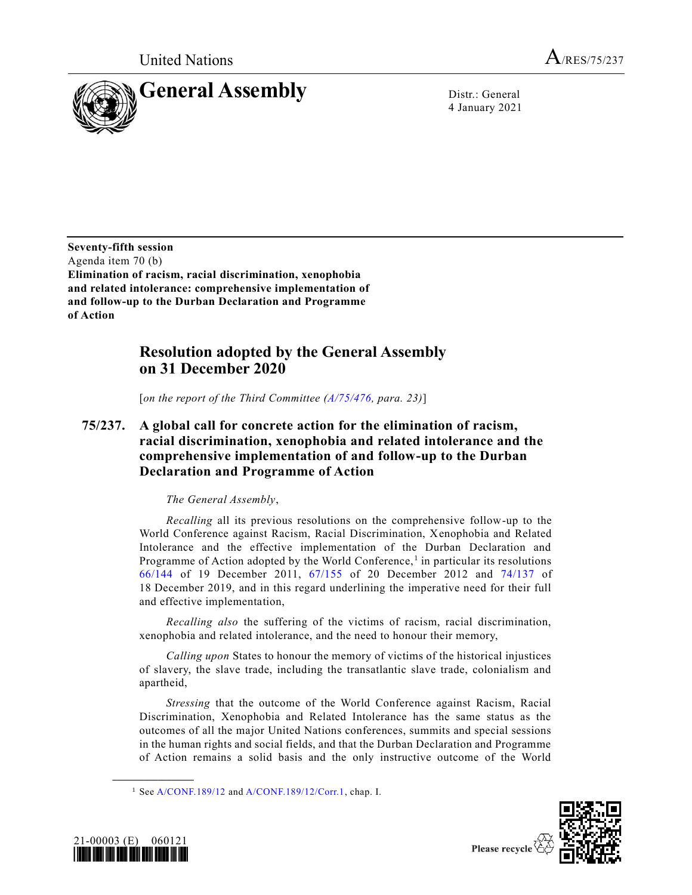United Nations A/RES/75/237

# General Assembly

Distr.: General
4 January 2021

**Seventy-fifth session**
Agenda item 70 (b)
**Elimination of racism, racial discrimination, xenophobia and related intolerance: comprehensive implementation of and follow-up to the Durban Declaration and Programme of Action**

## Resolution adopted by the General Assembly on 31 December 2020

[*on the report of the Third Committee (A/75/476, para. 23)*]

### 75/237. A global call for concrete action for the elimination of racism, racial discrimination, xenophobia and related intolerance and the comprehensive implementation of and follow-up to the Durban Declaration and Programme of Action

*The General Assembly*,

*Recalling* all its previous resolutions on the comprehensive follow-up to the World Conference against Racism, Racial Discrimination, Xenophobia and Related Intolerance and the effective implementation of the Durban Declaration and Programme of Action adopted by the World Conference,[1] in particular its resolutions 66/144 of 19 December 2011, 67/155 of 20 December 2012 and 74/137 of 18 December 2019, and in this regard underlining the imperative need for their full and effective implementation,

*Recalling also* the suffering of the victims of racism, racial discrimination, xenophobia and related intolerance, and the need to honour their memory,

*Calling upon* States to honour the memory of victims of the historical injustices of slavery, the slave trade, including the transatlantic slave trade, colonialism and apartheid,

*Stressing* that the outcome of the World Conference against Racism, Racial Discrimination, Xenophobia and Related Intolerance has the same status as the outcomes of all the major United Nations conferences, summits and special sessions in the human rights and social fields, and that the Durban Declaration and Programme of Action remains a solid basis and the only instructive outcome of the World

---

[1] See A/CONF.189/12 and A/CONF.189/12/Corr.1, chap. I.

21-00003 (E) 060121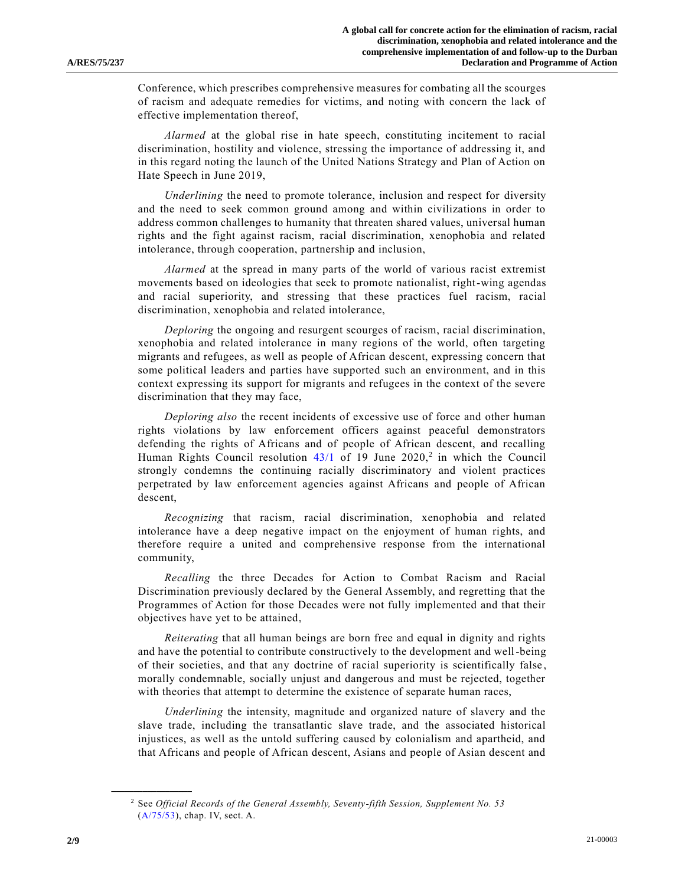Conference, which prescribes comprehensive measures for combating all the scourges of racism and adequate remedies for victims, and noting with concern the lack of effective implementation thereof,

*Alarmed* at the global rise in hate speech, constituting incitement to racial discrimination, hostility and violence, stressing the importance of addressing it, and in this regard noting the launch of the United Nations Strategy and Plan of Action on Hate Speech in June 2019,

*Underlining* the need to promote tolerance, inclusion and respect for diversity and the need to seek common ground among and within civilizations in order to address common challenges to humanity that threaten shared values, universal human rights and the fight against racism, racial discrimination, xenophobia and related intolerance, through cooperation, partnership and inclusion,

*Alarmed* at the spread in many parts of the world of various racist extremist movements based on ideologies that seek to promote nationalist, right-wing agendas and racial superiority, and stressing that these practices fuel racism, racial discrimination, xenophobia and related intolerance,

*Deploring* the ongoing and resurgent scourges of racism, racial discrimination, xenophobia and related intolerance in many regions of the world, often targeting migrants and refugees, as well as people of African descent, expressing concern that some political leaders and parties have supported such an environment, and in this context expressing its support for migrants and refugees in the context of the severe discrimination that they may face,

*Deploring also* the recent incidents of excessive use of force and other human rights violations by law enforcement officers against peaceful demonstrators defending the rights of Africans and of people of African descent, and recalling Human Rights Council resolution 43/1 of 19 June 2020,[2] in which the Council strongly condemns the continuing racially discriminatory and violent practices perpetrated by law enforcement agencies against Africans and people of African descent,

*Recognizing* that racism, racial discrimination, xenophobia and related intolerance have a deep negative impact on the enjoyment of human rights, and therefore require a united and comprehensive response from the international community,

*Recalling* the three Decades for Action to Combat Racism and Racial Discrimination previously declared by the General Assembly, and regretting that the Programmes of Action for those Decades were not fully implemented and that their objectives have yet to be attained,

*Reiterating* that all human beings are born free and equal in dignity and rights and have the potential to contribute constructively to the development and well-being of their societies, and that any doctrine of racial superiority is scientifically false, morally condemnable, socially unjust and dangerous and must be rejected, together with theories that attempt to determine the existence of separate human races,

*Underlining* the intensity, magnitude and organized nature of slavery and the slave trade, including the transatlantic slave trade, and the associated historical injustices, as well as the untold suffering caused by colonialism and apartheid, and that Africans and people of African descent, Asians and people of Asian descent and

---

[2] See *Official Records of the General Assembly, Seventy-fifth Session, Supplement No. 53* (A/75/53), chap. IV, sect. A.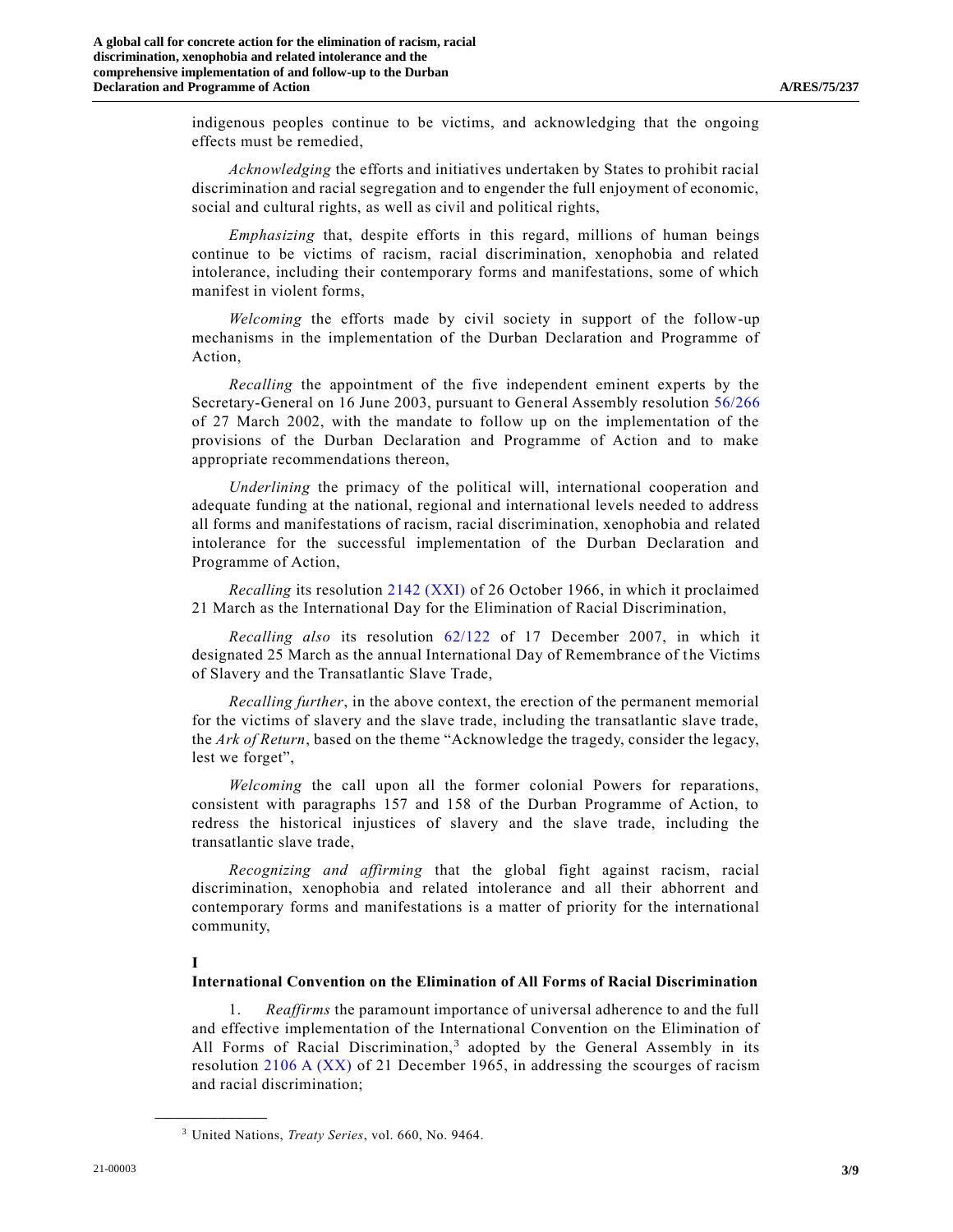indigenous peoples continue to be victims, and acknowledging that the ongoing effects must be remedied,

*Acknowledging* the efforts and initiatives undertaken by States to prohibit racial discrimination and racial segregation and to engender the full enjoyment of economic, social and cultural rights, as well as civil and political rights,

*Emphasizing* that, despite efforts in this regard, millions of human beings continue to be victims of racism, racial discrimination, xenophobia and related intolerance, including their contemporary forms and manifestations, some of which manifest in violent forms,

*Welcoming* the efforts made by civil society in support of the follow-up mechanisms in the implementation of the Durban Declaration and Programme of Action,

*Recalling* the appointment of the five independent eminent experts by the Secretary-General on 16 June 2003, pursuant to General Assembly resolution 56/266 of 27 March 2002, with the mandate to follow up on the implementation of the provisions of the Durban Declaration and Programme of Action and to make appropriate recommendations thereon,

*Underlining* the primacy of the political will, international cooperation and adequate funding at the national, regional and international levels needed to address all forms and manifestations of racism, racial discrimination, xenophobia and related intolerance for the successful implementation of the Durban Declaration and Programme of Action,

*Recalling* its resolution 2142 (XXI) of 26 October 1966, in which it proclaimed 21 March as the International Day for the Elimination of Racial Discrimination,

*Recalling also* its resolution 62/122 of 17 December 2007, in which it designated 25 March as the annual International Day of Remembrance of the Victims of Slavery and the Transatlantic Slave Trade,

*Recalling further*, in the above context, the erection of the permanent memorial for the victims of slavery and the slave trade, including the transatlantic slave trade, the *Ark of Return*, based on the theme "Acknowledge the tragedy, consider the legacy, lest we forget",

*Welcoming* the call upon all the former colonial Powers for reparations, consistent with paragraphs 157 and 158 of the Durban Programme of Action, to redress the historical injustices of slavery and the slave trade, including the transatlantic slave trade,

*Recognizing and affirming* that the global fight against racism, racial discrimination, xenophobia and related intolerance and all their abhorrent and contemporary forms and manifestations is a matter of priority for the international community,

## I

## International Convention on the Elimination of All Forms of Racial Discrimination

1. *Reaffirms* the paramount importance of universal adherence to and the full and effective implementation of the International Convention on the Elimination of All Forms of Racial Discrimination,[3] adopted by the General Assembly in its resolution 2106 A (XX) of 21 December 1965, in addressing the scourges of racism and racial discrimination;

[3] United Nations, *Treaty Series*, vol. 660, No. 9464.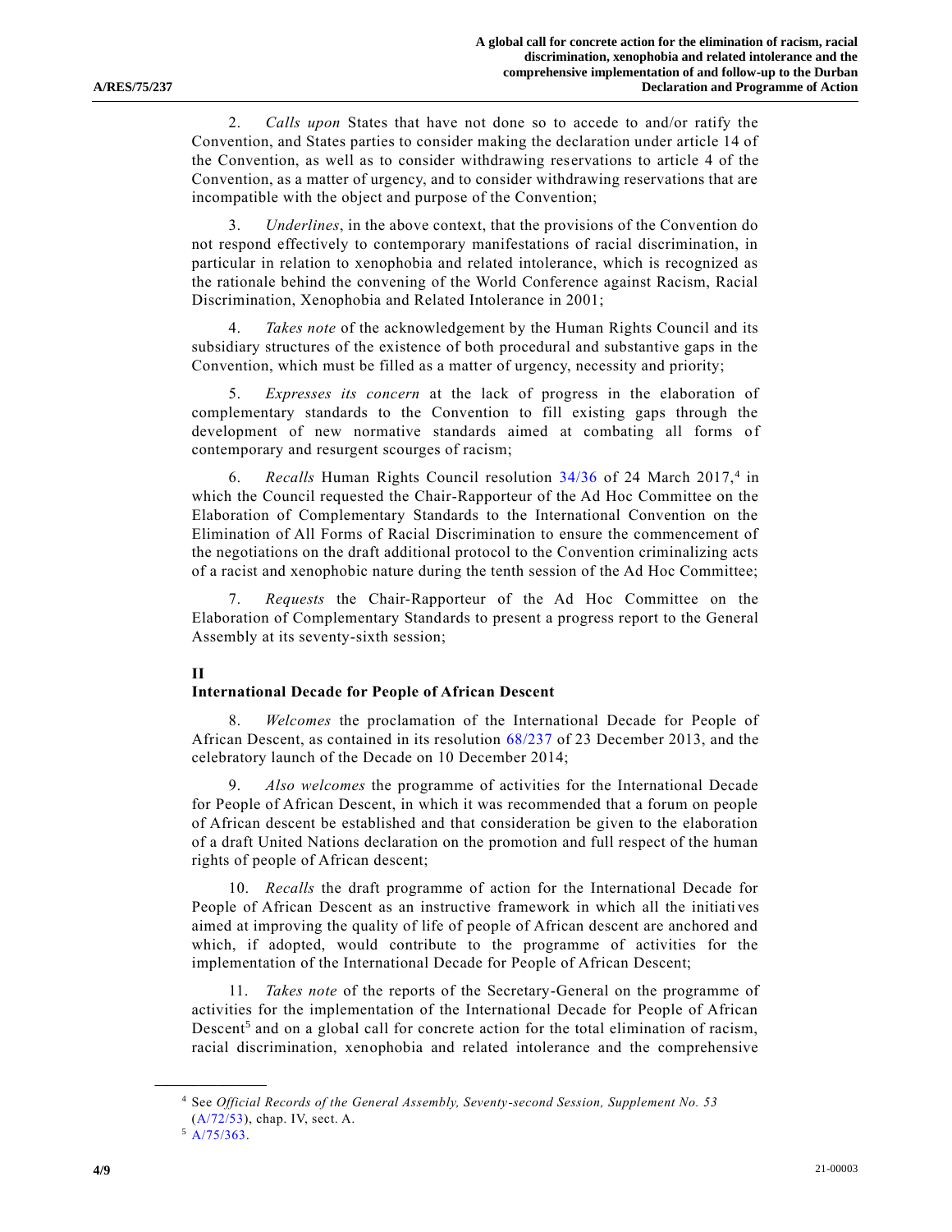2. *Calls upon* States that have not done so to accede to and/or ratify the Convention, and States parties to consider making the declaration under article 14 of the Convention, as well as to consider withdrawing reservations to article 4 of the Convention, as a matter of urgency, and to consider withdrawing reservations that are incompatible with the object and purpose of the Convention;

3. *Underlines*, in the above context, that the provisions of the Convention do not respond effectively to contemporary manifestations of racial discrimination, in particular in relation to xenophobia and related intolerance, which is recognized as the rationale behind the convening of the World Conference against Racism, Racial Discrimination, Xenophobia and Related Intolerance in 2001;

4. *Takes note* of the acknowledgement by the Human Rights Council and its subsidiary structures of the existence of both procedural and substantive gaps in the Convention, which must be filled as a matter of urgency, necessity and priority;

5. *Expresses its concern* at the lack of progress in the elaboration of complementary standards to the Convention to fill existing gaps through the development of new normative standards aimed at combating all forms of contemporary and resurgent scourges of racism;

6. *Recalls* Human Rights Council resolution 34/36 of 24 March 2017,[4] in which the Council requested the Chair-Rapporteur of the Ad Hoc Committee on the Elaboration of Complementary Standards to the International Convention on the Elimination of All Forms of Racial Discrimination to ensure the commencement of the negotiations on the draft additional protocol to the Convention criminalizing acts of a racist and xenophobic nature during the tenth session of the Ad Hoc Committee;

7. *Requests* the Chair-Rapporteur of the Ad Hoc Committee on the Elaboration of Complementary Standards to present a progress report to the General Assembly at its seventy-sixth session;

**II**

**International Decade for People of African Descent**

8. *Welcomes* the proclamation of the International Decade for People of African Descent, as contained in its resolution 68/237 of 23 December 2013, and the celebratory launch of the Decade on 10 December 2014;

9. *Also welcomes* the programme of activities for the International Decade for People of African Descent, in which it was recommended that a forum on people of African descent be established and that consideration be given to the elaboration of a draft United Nations declaration on the promotion and full respect of the human rights of people of African descent;

10. *Recalls* the draft programme of action for the International Decade for People of African Descent as an instructive framework in which all the initiatives aimed at improving the quality of life of people of African descent are anchored and which, if adopted, would contribute to the programme of activities for the implementation of the International Decade for People of African Descent;

11. *Takes note* of the reports of the Secretary-General on the programme of activities for the implementation of the International Decade for People of African Descent[5] and on a global call for concrete action for the total elimination of racism, racial discrimination, xenophobia and related intolerance and the comprehensive

---

[4] See *Official Records of the General Assembly, Seventy-second Session, Supplement No. 53* (A/72/53), chap. IV, sect. A.

[5] A/75/363.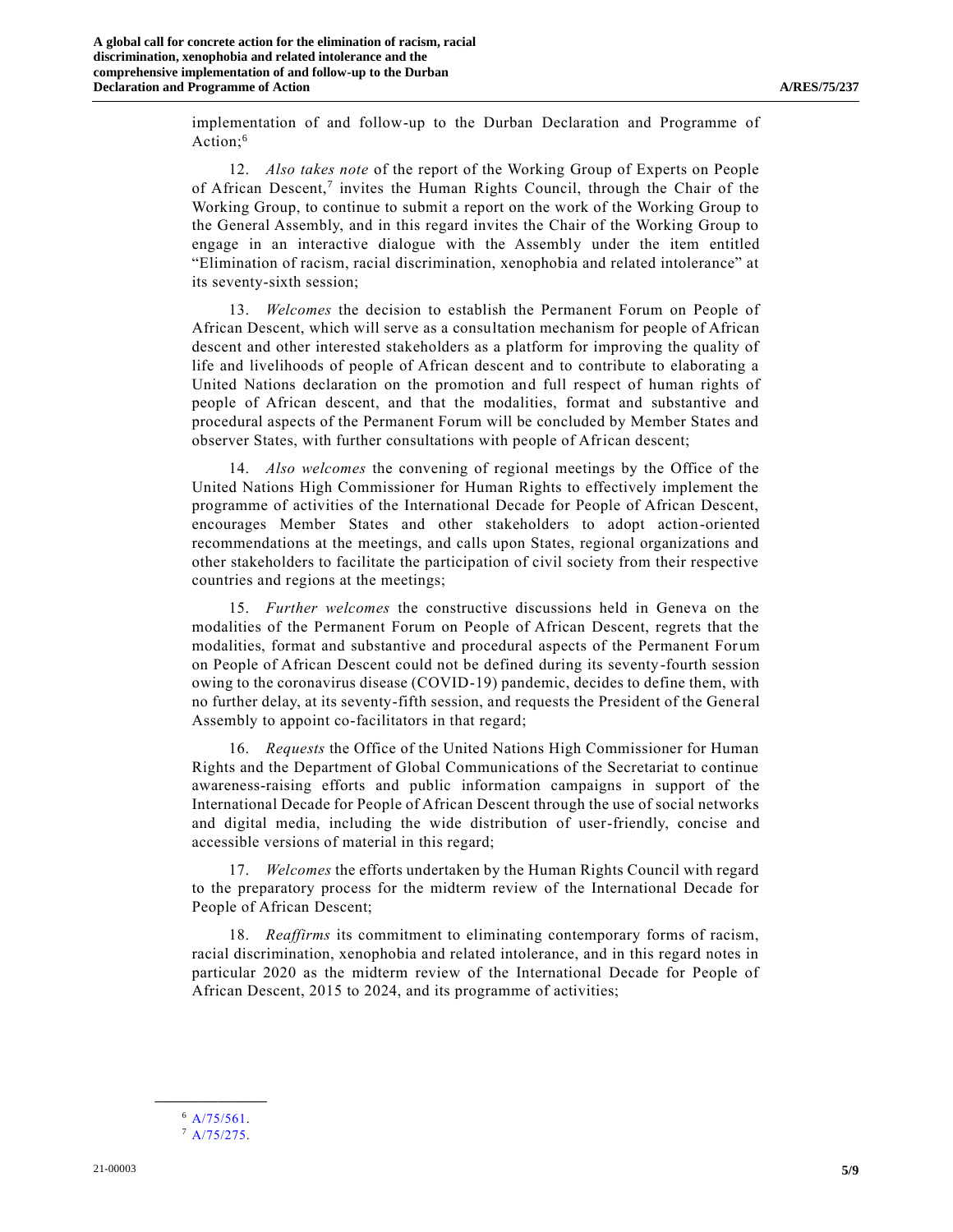implementation of and follow-up to the Durban Declaration and Programme of Action;[6]

12. *Also takes note* of the report of the Working Group of Experts on People of African Descent,[7] invites the Human Rights Council, through the Chair of the Working Group, to continue to submit a report on the work of the Working Group to the General Assembly, and in this regard invites the Chair of the Working Group to engage in an interactive dialogue with the Assembly under the item entitled "Elimination of racism, racial discrimination, xenophobia and related intolerance" at its seventy-sixth session;

13. *Welcomes* the decision to establish the Permanent Forum on People of African Descent, which will serve as a consultation mechanism for people of African descent and other interested stakeholders as a platform for improving the quality of life and livelihoods of people of African descent and to contribute to elaborating a United Nations declaration on the promotion and full respect of human rights of people of African descent, and that the modalities, format and substantive and procedural aspects of the Permanent Forum will be concluded by Member States and observer States, with further consultations with people of African descent;

14. *Also welcomes* the convening of regional meetings by the Office of the United Nations High Commissioner for Human Rights to effectively implement the programme of activities of the International Decade for People of African Descent, encourages Member States and other stakeholders to adopt action-oriented recommendations at the meetings, and calls upon States, regional organizations and other stakeholders to facilitate the participation of civil society from their respective countries and regions at the meetings;

15. *Further welcomes* the constructive discussions held in Geneva on the modalities of the Permanent Forum on People of African Descent, regrets that the modalities, format and substantive and procedural aspects of the Permanent Forum on People of African Descent could not be defined during its seventy-fourth session owing to the coronavirus disease (COVID-19) pandemic, decides to define them, with no further delay, at its seventy-fifth session, and requests the President of the General Assembly to appoint co-facilitators in that regard;

16. *Requests* the Office of the United Nations High Commissioner for Human Rights and the Department of Global Communications of the Secretariat to continue awareness-raising efforts and public information campaigns in support of the International Decade for People of African Descent through the use of social networks and digital media, including the wide distribution of user-friendly, concise and accessible versions of material in this regard;

17. *Welcomes* the efforts undertaken by the Human Rights Council with regard to the preparatory process for the midterm review of the International Decade for People of African Descent;

18. *Reaffirms* its commitment to eliminating contemporary forms of racism, racial discrimination, xenophobia and related intolerance, and in this regard notes in particular 2020 as the midterm review of the International Decade for People of African Descent, 2015 to 2024, and its programme of activities;

---

[6] A/75/561.

[7] A/75/275.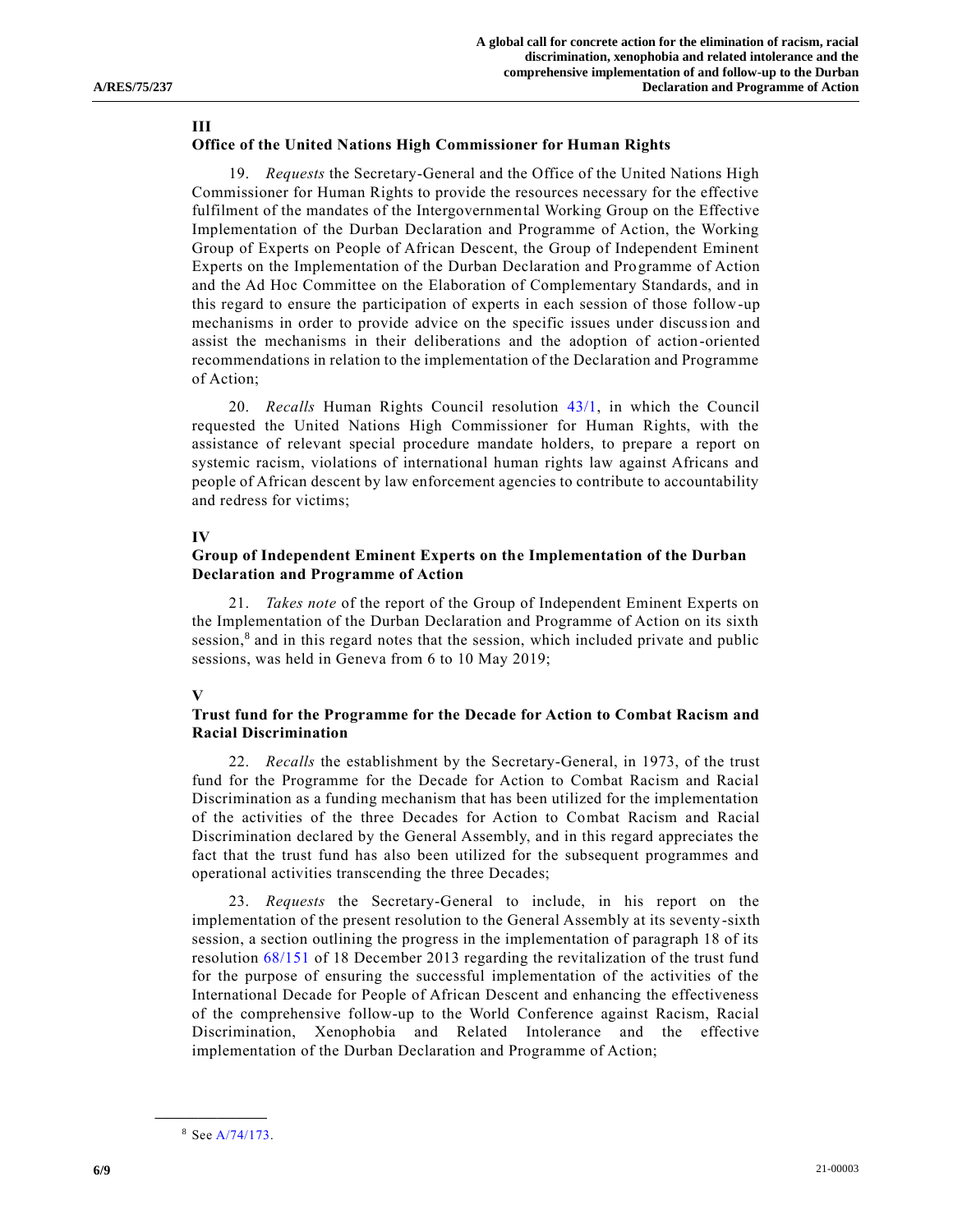## III
## Office of the United Nations High Commissioner for Human Rights

19. *Requests* the Secretary-General and the Office of the United Nations High Commissioner for Human Rights to provide the resources necessary for the effective fulfilment of the mandates of the Intergovernmental Working Group on the Effective Implementation of the Durban Declaration and Programme of Action, the Working Group of Experts on People of African Descent, the Group of Independent Eminent Experts on the Implementation of the Durban Declaration and Programme of Action and the Ad Hoc Committee on the Elaboration of Complementary Standards, and in this regard to ensure the participation of experts in each session of those follow-up mechanisms in order to provide advice on the specific issues under discussion and assist the mechanisms in their deliberations and the adoption of action-oriented recommendations in relation to the implementation of the Declaration and Programme of Action;

20. *Recalls* Human Rights Council resolution 43/1, in which the Council requested the United Nations High Commissioner for Human Rights, with the assistance of relevant special procedure mandate holders, to prepare a report on systemic racism, violations of international human rights law against Africans and people of African descent by law enforcement agencies to contribute to accountability and redress for victims;

## IV
## Group of Independent Eminent Experts on the Implementation of the Durban Declaration and Programme of Action

21. *Takes note* of the report of the Group of Independent Eminent Experts on the Implementation of the Durban Declaration and Programme of Action on its sixth session,[8] and in this regard notes that the session, which included private and public sessions, was held in Geneva from 6 to 10 May 2019;

## V
## Trust fund for the Programme for the Decade for Action to Combat Racism and Racial Discrimination

22. *Recalls* the establishment by the Secretary-General, in 1973, of the trust fund for the Programme for the Decade for Action to Combat Racism and Racial Discrimination as a funding mechanism that has been utilized for the implementation of the activities of the three Decades for Action to Combat Racism and Racial Discrimination declared by the General Assembly, and in this regard appreciates the fact that the trust fund has also been utilized for the subsequent programmes and operational activities transcending the three Decades;

23. *Requests* the Secretary-General to include, in his report on the implementation of the present resolution to the General Assembly at its seventy-sixth session, a section outlining the progress in the implementation of paragraph 18 of its resolution 68/151 of 18 December 2013 regarding the revitalization of the trust fund for the purpose of ensuring the successful implementation of the activities of the International Decade for People of African Descent and enhancing the effectiveness of the comprehensive follow-up to the World Conference against Racism, Racial Discrimination, Xenophobia and Related Intolerance and the effective implementation of the Durban Declaration and Programme of Action;

[8] See A/74/173.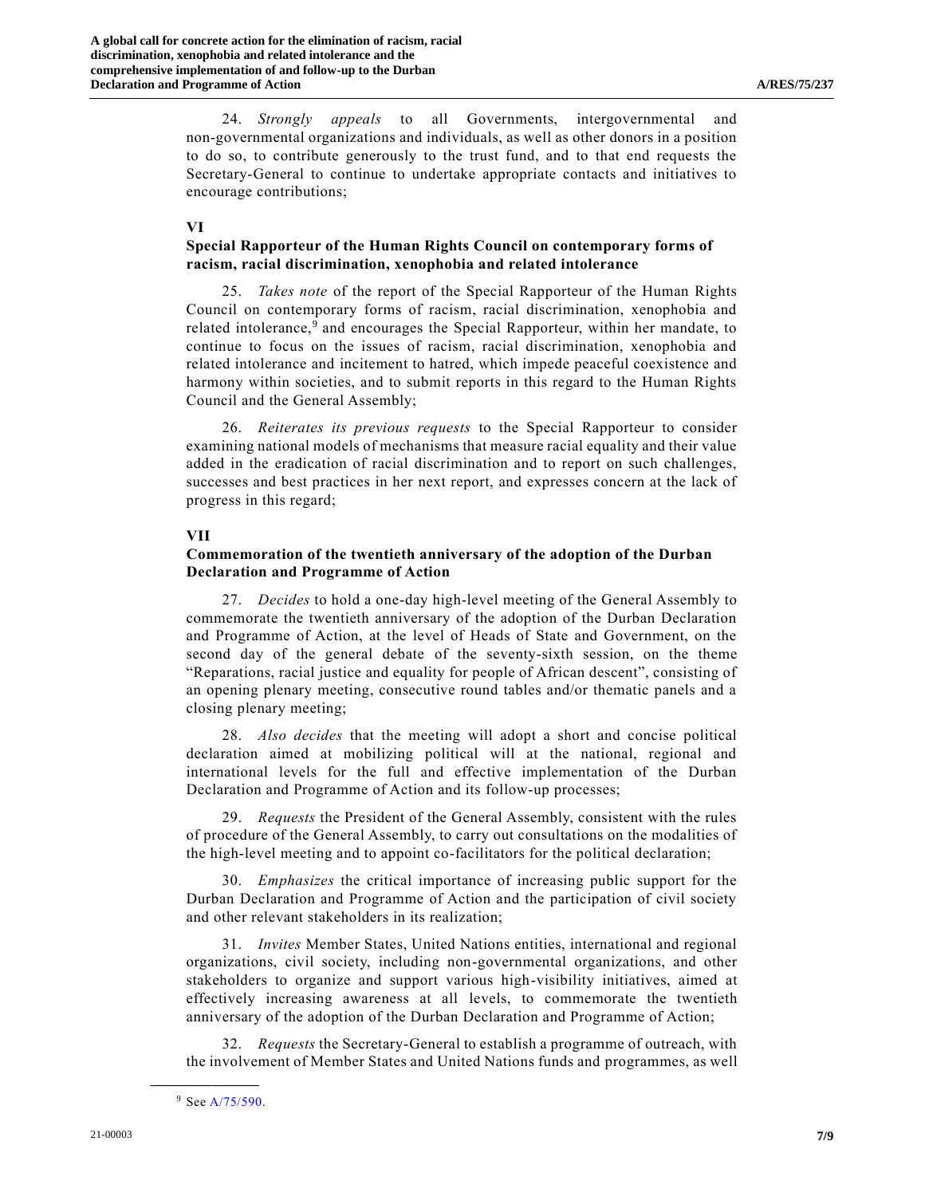24. *Strongly appeals* to all Governments, intergovernmental and non-governmental organizations and individuals, as well as other donors in a position to do so, to contribute generously to the trust fund, and to that end requests the Secretary-General to continue to undertake appropriate contacts and initiatives to encourage contributions;

## VI

## Special Rapporteur of the Human Rights Council on contemporary forms of racism, racial discrimination, xenophobia and related intolerance

25. *Takes note* of the report of the Special Rapporteur of the Human Rights Council on contemporary forms of racism, racial discrimination, xenophobia and related intolerance,[9] and encourages the Special Rapporteur, within her mandate, to continue to focus on the issues of racism, racial discrimination, xenophobia and related intolerance and incitement to hatred, which impede peaceful coexistence and harmony within societies, and to submit reports in this regard to the Human Rights Council and the General Assembly;

26. *Reiterates its previous requests* to the Special Rapporteur to consider examining national models of mechanisms that measure racial equality and their value added in the eradication of racial discrimination and to report on such challenges, successes and best practices in her next report, and expresses concern at the lack of progress in this regard;

## VII

## Commemoration of the twentieth anniversary of the adoption of the Durban Declaration and Programme of Action

27. *Decides* to hold a one-day high-level meeting of the General Assembly to commemorate the twentieth anniversary of the adoption of the Durban Declaration and Programme of Action, at the level of Heads of State and Government, on the second day of the general debate of the seventy-sixth session, on the theme "Reparations, racial justice and equality for people of African descent", consisting of an opening plenary meeting, consecutive round tables and/or thematic panels and a closing plenary meeting;

28. *Also decides* that the meeting will adopt a short and concise political declaration aimed at mobilizing political will at the national, regional and international levels for the full and effective implementation of the Durban Declaration and Programme of Action and its follow-up processes;

29. *Requests* the President of the General Assembly, consistent with the rules of procedure of the General Assembly, to carry out consultations on the modalities of the high-level meeting and to appoint co-facilitators for the political declaration;

30. *Emphasizes* the critical importance of increasing public support for the Durban Declaration and Programme of Action and the participation of civil society and other relevant stakeholders in its realization;

31. *Invites* Member States, United Nations entities, international and regional organizations, civil society, including non-governmental organizations, and other stakeholders to organize and support various high-visibility initiatives, aimed at effectively increasing awareness at all levels, to commemorate the twentieth anniversary of the adoption of the Durban Declaration and Programme of Action;

32. *Requests* the Secretary-General to establish a programme of outreach, with the involvement of Member States and United Nations funds and programmes, as well

---

[9] See A/75/590.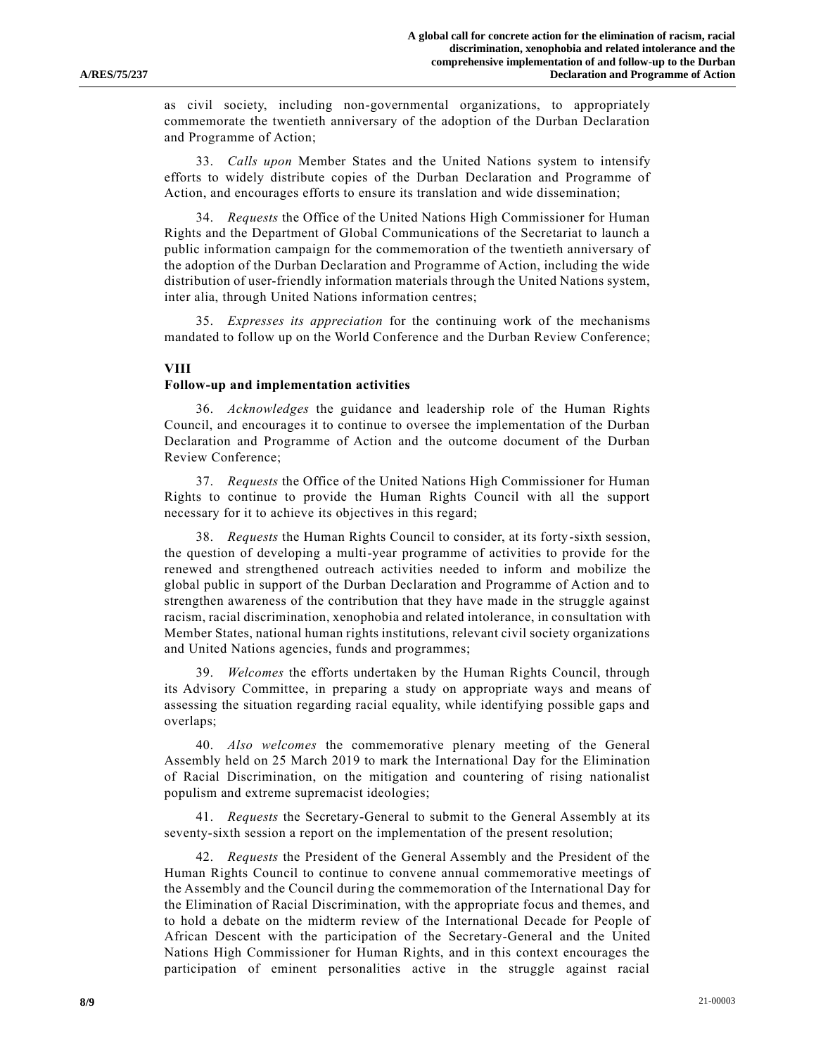as civil society, including non-governmental organizations, to appropriately commemorate the twentieth anniversary of the adoption of the Durban Declaration and Programme of Action;

33. *Calls upon* Member States and the United Nations system to intensify efforts to widely distribute copies of the Durban Declaration and Programme of Action, and encourages efforts to ensure its translation and wide dissemination;

34. *Requests* the Office of the United Nations High Commissioner for Human Rights and the Department of Global Communications of the Secretariat to launch a public information campaign for the commemoration of the twentieth anniversary of the adoption of the Durban Declaration and Programme of Action, including the wide distribution of user-friendly information materials through the United Nations system, inter alia, through United Nations information centres;

35. *Expresses its appreciation* for the continuing work of the mechanisms mandated to follow up on the World Conference and the Durban Review Conference;

## VIII
### Follow-up and implementation activities

36. *Acknowledges* the guidance and leadership role of the Human Rights Council, and encourages it to continue to oversee the implementation of the Durban Declaration and Programme of Action and the outcome document of the Durban Review Conference;

37. *Requests* the Office of the United Nations High Commissioner for Human Rights to continue to provide the Human Rights Council with all the support necessary for it to achieve its objectives in this regard;

38. *Requests* the Human Rights Council to consider, at its forty-sixth session, the question of developing a multi-year programme of activities to provide for the renewed and strengthened outreach activities needed to inform and mobilize the global public in support of the Durban Declaration and Programme of Action and to strengthen awareness of the contribution that they have made in the struggle against racism, racial discrimination, xenophobia and related intolerance, in consultation with Member States, national human rights institutions, relevant civil society organizations and United Nations agencies, funds and programmes;

39. *Welcomes* the efforts undertaken by the Human Rights Council, through its Advisory Committee, in preparing a study on appropriate ways and means of assessing the situation regarding racial equality, while identifying possible gaps and overlaps;

40. *Also welcomes* the commemorative plenary meeting of the General Assembly held on 25 March 2019 to mark the International Day for the Elimination of Racial Discrimination, on the mitigation and countering of rising nationalist populism and extreme supremacist ideologies;

41. *Requests* the Secretary-General to submit to the General Assembly at its seventy-sixth session a report on the implementation of the present resolution;

42. *Requests* the President of the General Assembly and the President of the Human Rights Council to continue to convene annual commemorative meetings of the Assembly and the Council during the commemoration of the International Day for the Elimination of Racial Discrimination, with the appropriate focus and themes, and to hold a debate on the midterm review of the International Decade for People of African Descent with the participation of the Secretary-General and the United Nations High Commissioner for Human Rights, and in this context encourages the participation of eminent personalities active in the struggle against racial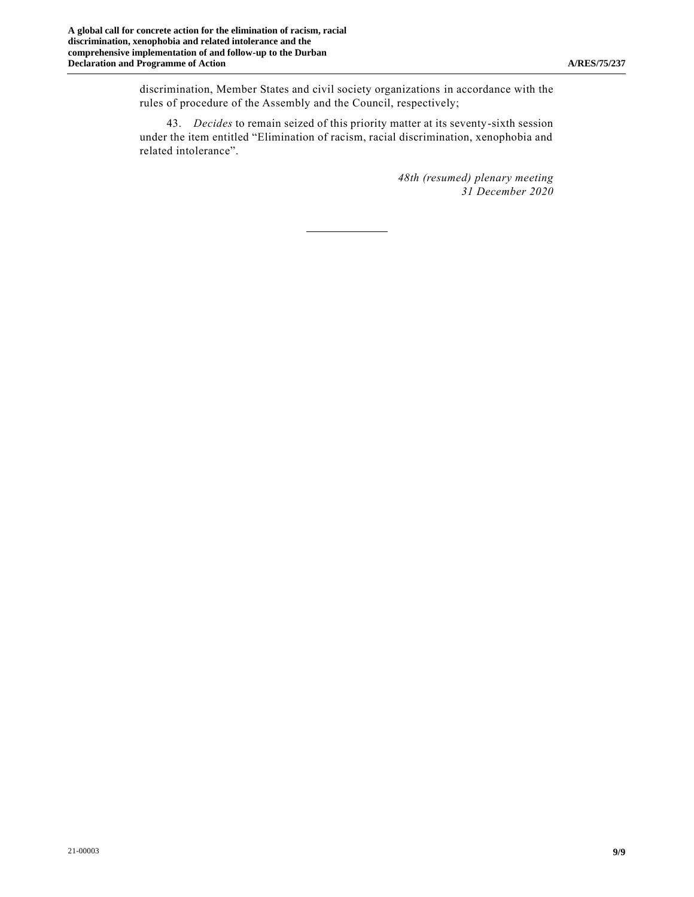discrimination, Member States and civil society organizations in accordance with the rules of procedure of the Assembly and the Council, respectively;

43. *Decides* to remain seized of this priority matter at its seventy-sixth session under the item entitled "Elimination of racism, racial discrimination, xenophobia and related intolerance".

*48th (resumed) plenary meeting*
*31 December 2020*